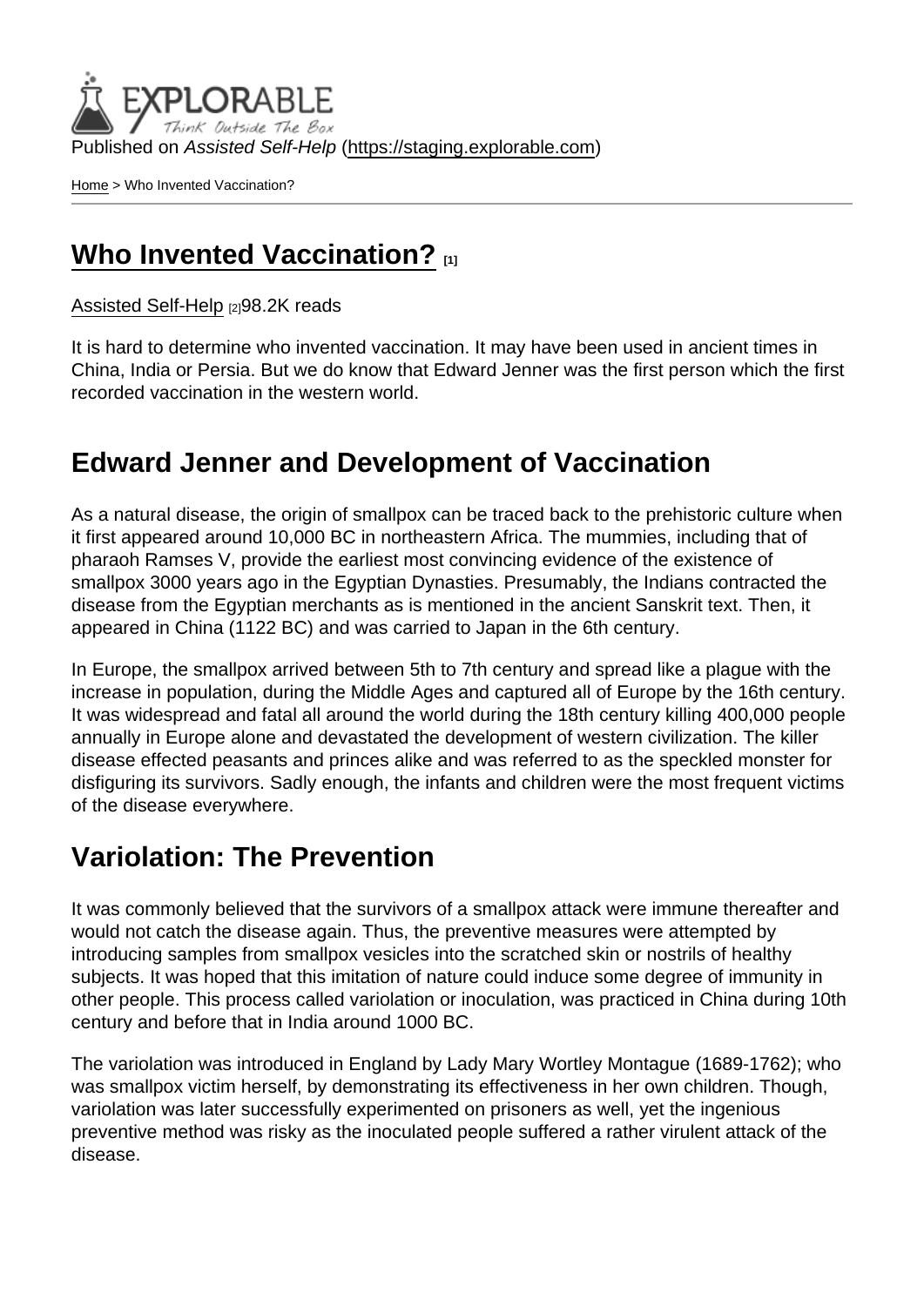Published on *Assisted Self-Help* (https://staging.explorable.com)

Home > Who Invented Vaccination?

# Who Invented Vaccination? [1]

Assisted Self-Help [2]98.2K reads

It is hard to determine who invented vaccination. It may have been used in ancient times in China, India or Persia. But we do know that Edward Jenner was the first person which the first recorded vaccination in the western world.

## Edward Jenner and Development of Vaccination

As a natural disease, the origin of smallpox can be traced back to the prehistoric culture when it first appeared around 10,000 BC in northeastern Africa. The mummies, including that of pharaoh Ramses V, provide the earliest most convincing evidence of the existence of smallpox 3000 years ago in the Egyptian Dynasties. Presumably, the Indians contracted the disease from the Egyptian merchants as is mentioned in the ancient Sanskrit text. Then, it appeared in China (1122 BC) and was carried to Japan in the 6th century.

In Europe, the smallpox arrived between 5th to 7th century and spread like a plague with the increase in population, during the Middle Ages and captured all of Europe by the 16th century. It was widespread and fatal all around the world during the 18th century killing 400,000 people annually in Europe alone and devastated the development of western civilization. The killer disease effected peasants and princes alike and was referred to as the speckled monster for disfiguring its survivors. Sadly enough, the infants and children were the most frequent victims of the disease everywhere.

## Variolation: The Prevention

It was commonly believed that the survivors of a smallpox attack were immune thereafter and would not catch the disease again. Thus, the preventive measures were attempted by introducing samples from smallpox vesicles into the scratched skin or nostrils of healthy subjects. It was hoped that this imitation of nature could induce some degree of immunity in other people. This process called variolation or inoculation, was practiced in China during 10th century and before that in India around 1000 BC.

The variolation was introduced in England by Lady Mary Wortley Montague (1689-1762); who was smallpox victim herself, by demonstrating its effectiveness in her own children. Though, variolation was later successfully experimented on prisoners as well, yet the ingenious preventive method was risky as the inoculated people suffered a rather virulent attack of the disease.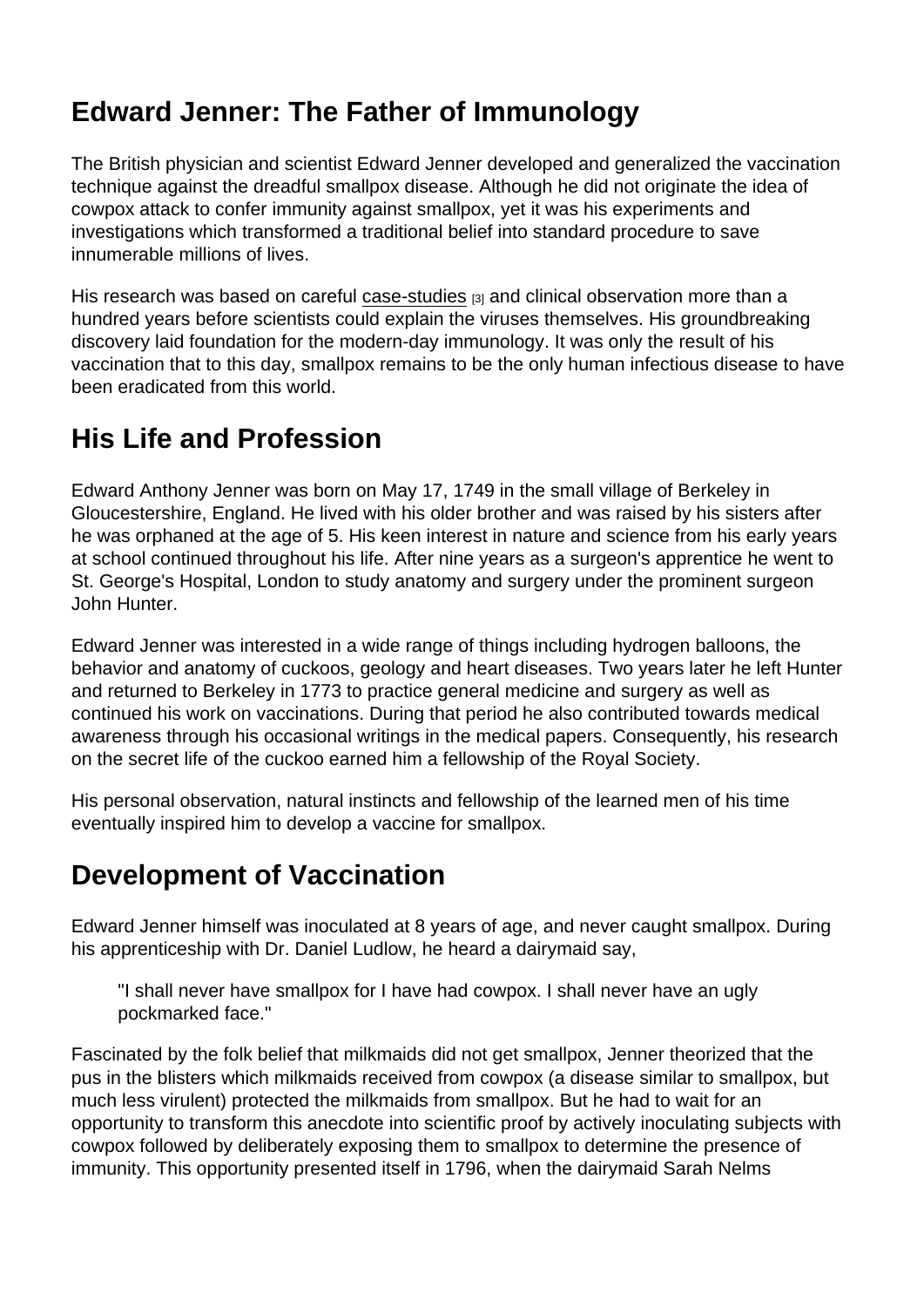## Edward Jenner: The Father of Immunology

The British physician and scientist Edward Jenner developed and generalized the vaccination technique against the dreadful smallpox disease. Although he did not originate the idea of cowpox attack to confer immunity against smallpox, yet it was his experiments and investigations which transformed a traditional belief into standard procedure to save innumerable millions of lives.

His research was based on careful case-studies [3] and clinical observation more than a hundred years before scientists could explain the viruses themselves. His groundbreaking discovery laid foundation for the modern-day immunology. It was only the result of his vaccination that to this day, smallpox remains to be the only human infectious disease to have been eradicated from this world.

## His Life and Profession

Edward Anthony Jenner was born on May 17, 1749 in the small village of Berkeley in Gloucestershire, England. He lived with his older brother and was raised by his sisters after he was orphaned at the age of 5. His keen interest in nature and science from his early years at school continued throughout his life. After nine years as a surgeon's apprentice he went to St. George's Hospital, London to study anatomy and surgery under the prominent surgeon John Hunter.

Edward Jenner was interested in a wide range of things including hydrogen balloons, the behavior and anatomy of cuckoos, geology and heart diseases. Two years later he left Hunter and returned to Berkeley in 1773 to practice general medicine and surgery as well as continued his work on vaccinations. During that period he also contributed towards medical awareness through his occasional writings in the medical papers. Consequently, his research on the secret life of the cuckoo earned him a fellowship of the Royal Society.

His personal observation, natural instincts and fellowship of the learned men of his time eventually inspired him to develop a vaccine for smallpox.

## Development of Vaccination

Edward Jenner himself was inoculated at 8 years of age, and never caught smallpox. During his apprenticeship with Dr. Daniel Ludlow, he heard a dairymaid say,

> "I shall never have smallpox for I have had cowpox. I shall never have an ugly pockmarked face."

Fascinated by the folk belief that milkmaids did not get smallpox, Jenner theorized that the pus in the blisters which milkmaids received from cowpox (a disease similar to smallpox, but much less virulent) protected the milkmaids from smallpox. But he had to wait for an opportunity to transform this anecdote into scientific proof by actively inoculating subjects with cowpox followed by deliberately exposing them to smallpox to determine the presence of immunity. This opportunity presented itself in 1796, when the dairymaid Sarah Nelms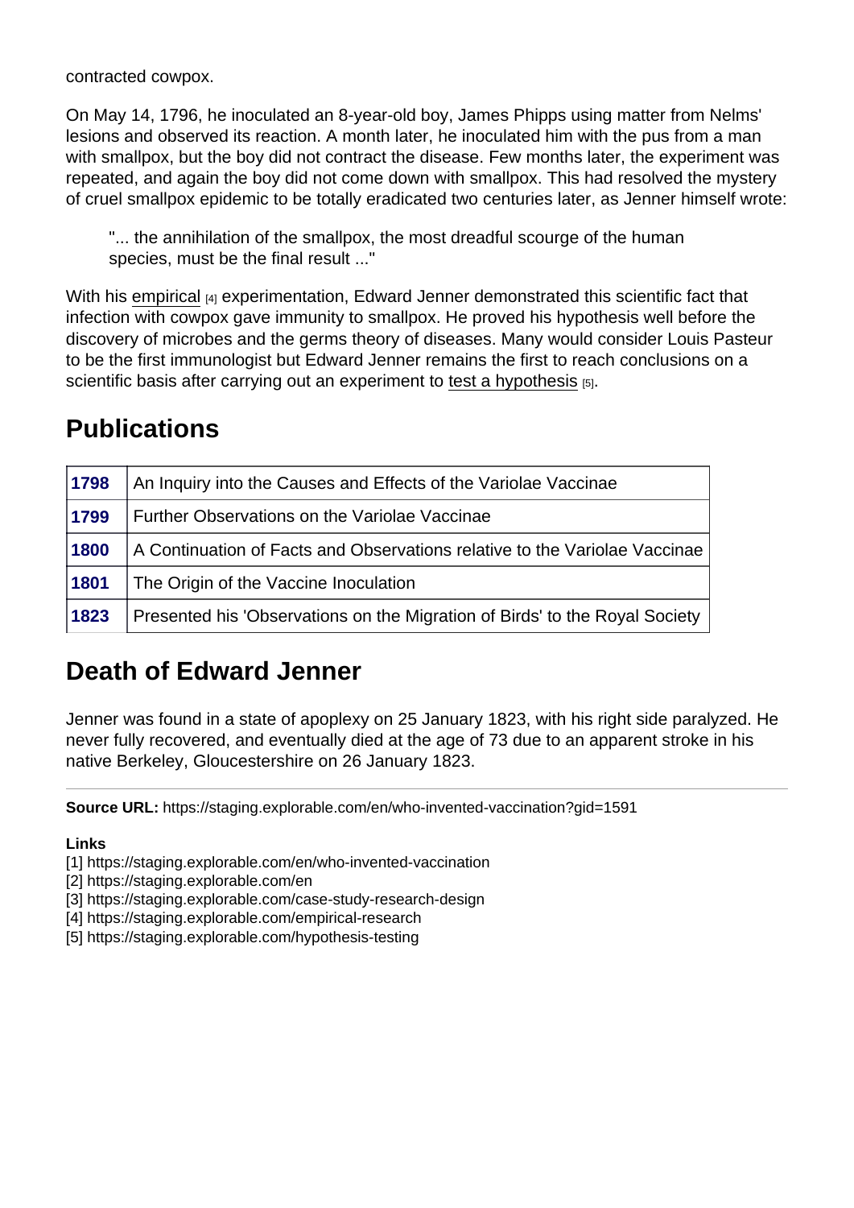contracted cowpox.

On May 14, 1796, he inoculated an 8-year-old boy, James Phipps using matter from Nelms' lesions and observed its reaction. A month later, he inoculated him with the pus from a man with smallpox, but the boy did not contract the disease. Few months later, the experiment was repeated, and again the boy did not come down with smallpox. This had resolved the mystery of cruel smallpox epidemic to be totally eradicated two centuries later, as Jenner himself wrote:

> "... the annihilation of the smallpox, the most dreadful scourge of the human species, must be the final result ..."

With his empirical [4] experimentation, Edward Jenner demonstrated this scientific fact that infection with cowpox gave immunity to smallpox. He proved his hypothesis well before the discovery of microbes and the germs theory of diseases. Many would consider Louis Pasteur to be the first immunologist but Edward Jenner remains the first to reach conclusions on a scientific basis after carrying out an experiment to test a hypothesis [5].

## Publications

| | |
|---|---|
| **1798** | An Inquiry into the Causes and Effects of the Variolae Vaccinae |
| **1799** | Further Observations on the Variolae Vaccinae |
| **1800** | A Continuation of Facts and Observations relative to the Variolae Vaccinae |
| **1801** | The Origin of the Vaccine Inoculation |
| **1823** | Presented his 'Observations on the Migration of Birds' to the Royal Society |

## Death of Edward Jenner

Jenner was found in a state of apoplexy on 25 January 1823, with his right side paralyzed. He never fully recovered, and eventually died at the age of 73 due to an apparent stroke in his native Berkeley, Gloucestershire on 26 January 1823.

---

**Source URL:** https://staging.explorable.com/en/who-invented-vaccination?gid=1591

**Links**
[1] https://staging.explorable.com/en/who-invented-vaccination
[2] https://staging.explorable.com/en
[3] https://staging.explorable.com/case-study-research-design
[4] https://staging.explorable.com/empirical-research
[5] https://staging.explorable.com/hypothesis-testing